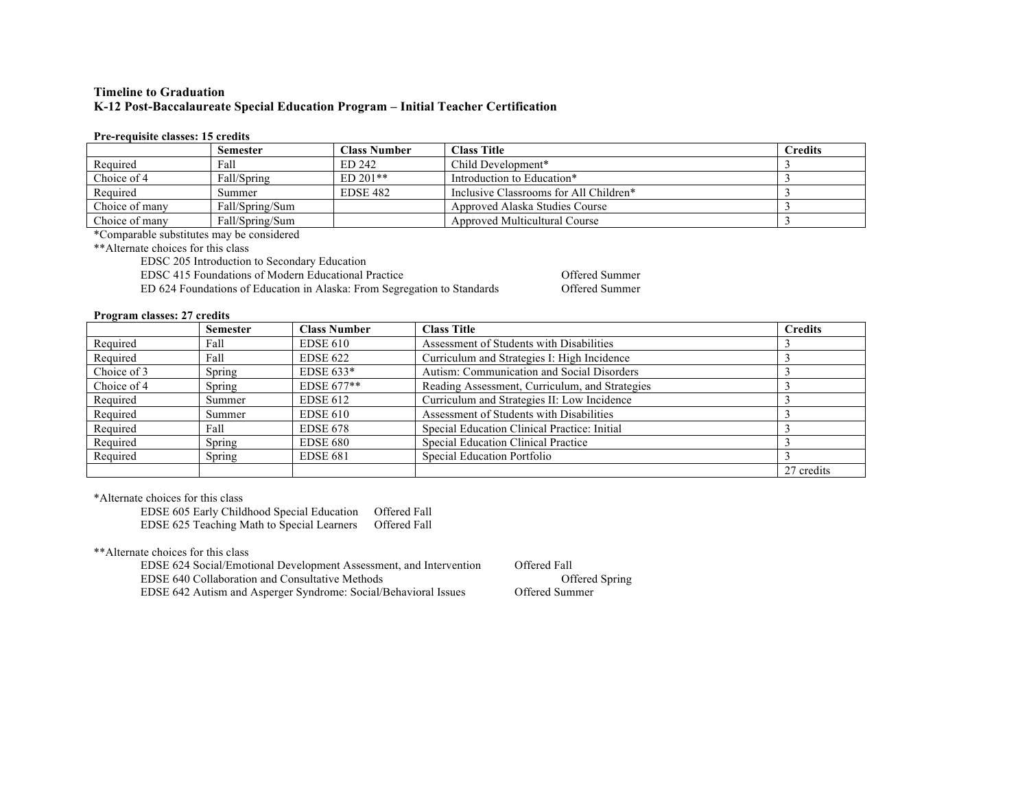**Timeline to Graduation**
**K-12 Post-Baccalaureate Special Education Program – Initial Teacher Certification**

**Pre-requisite classes: 15 credits**

| | Semester | Class Number | Class Title | Credits |
|---|---|---|---|---|
| Required | Fall | ED 242 | Child Development* | 3 |
| Choice of 4 | Fall/Spring | ED 201** | Introduction to Education* | 3 |
| Required | Summer | EDSE 482 | Inclusive Classrooms for All Children* | 3 |
| Choice of many | Fall/Spring/Sum | | Approved Alaska Studies Course | 3 |
| Choice of many | Fall/Spring/Sum | | Approved Multicultural Course | 3 |

*Comparable substitutes may be considered

**Alternate choices for this class

- EDSC 205 Introduction to Secondary Education
- EDSC 415 Foundations of Modern Educational Practice — Offered Summer
- ED 624 Foundations of Education in Alaska: From Segregation to Standards — Offered Summer

**Program classes: 27 credits**

| | Semester | Class Number | Class Title | Credits |
|---|---|---|---|---|
| Required | Fall | EDSE 610 | Assessment of Students with Disabilities | 3 |
| Required | Fall | EDSE 622 | Curriculum and Strategies I: High Incidence | 3 |
| Choice of 3 | Spring | EDSE 633* | Autism: Communication and Social Disorders | 3 |
| Choice of 4 | Spring | EDSE 677** | Reading Assessment, Curriculum, and Strategies | 3 |
| Required | Summer | EDSE 612 | Curriculum and Strategies II: Low Incidence | 3 |
| Required | Summer | EDSE 610 | Assessment of Students with Disabilities | 3 |
| Required | Fall | EDSE 678 | Special Education Clinical Practice: Initial | 3 |
| Required | Spring | EDSE 680 | Special Education Clinical Practice | 3 |
| Required | Spring | EDSE 681 | Special Education Portfolio | 3 |
| | | | | 27 credits |

*Alternate choices for this class

- EDSE 605 Early Childhood Special Education — Offered Fall
- EDSE 625 Teaching Math to Special Learners — Offered Fall

**Alternate choices for this class

- EDSE 624 Social/Emotional Development Assessment, and Intervention — Offered Fall
- EDSE 640 Collaboration and Consultative Methods — Offered Spring
- EDSE 642 Autism and Asperger Syndrome: Social/Behavioral Issues — Offered Summer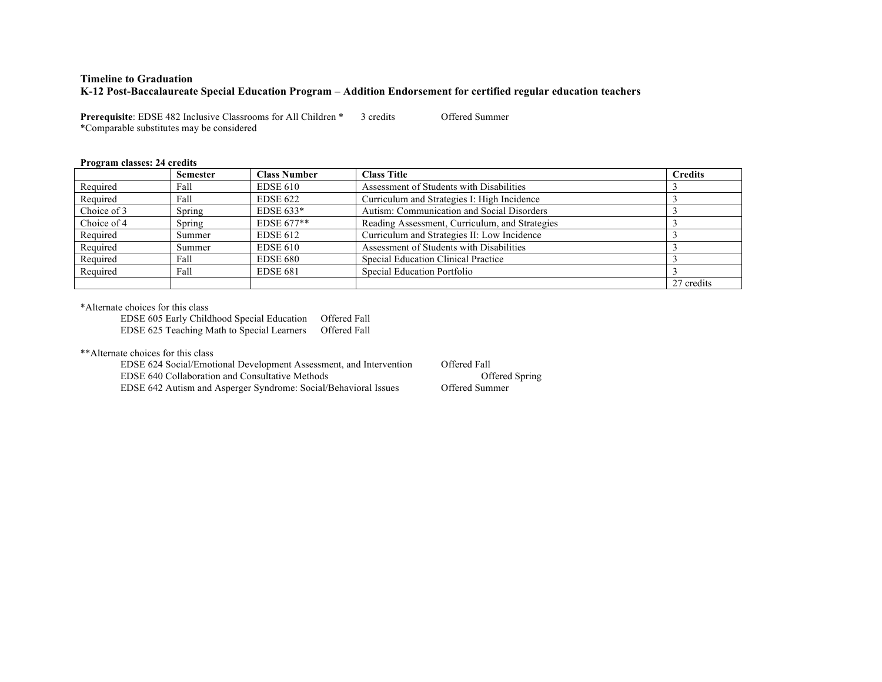**Timeline to Graduation**
**K-12 Post-Baccalaureate Special Education Program – Addition Endorsement for certified regular education teachers**

**Prerequisite**: EDSE 482 Inclusive Classrooms for All Children * 3 credits Offered Summer
*Comparable substitutes may be considered

**Program classes: 24 credits**

| | Semester | Class Number | Class Title | Credits |
|---|---|---|---|---|
| Required | Fall | EDSE 610 | Assessment of Students with Disabilities | 3 |
| Required | Fall | EDSE 622 | Curriculum and Strategies I: High Incidence | 3 |
| Choice of 3 | Spring | EDSE 633* | Autism: Communication and Social Disorders | 3 |
| Choice of 4 | Spring | EDSE 677** | Reading Assessment, Curriculum, and Strategies | 3 |
| Required | Summer | EDSE 612 | Curriculum and Strategies II: Low Incidence | 3 |
| Required | Summer | EDSE 610 | Assessment of Students with Disabilities | 3 |
| Required | Fall | EDSE 680 | Special Education Clinical Practice | 3 |
| Required | Fall | EDSE 681 | Special Education Portfolio | 3 |
| | | | | 27 credits |

*Alternate choices for this class

- EDSE 605 Early Childhood Special Education Offered Fall
- EDSE 625 Teaching Math to Special Learners Offered Fall

**Alternate choices for this class

- EDSE 624 Social/Emotional Development Assessment, and Intervention Offered Fall
- EDSE 640 Collaboration and Consultative Methods Offered Spring
- EDSE 642 Autism and Asperger Syndrome: Social/Behavioral Issues Offered Summer